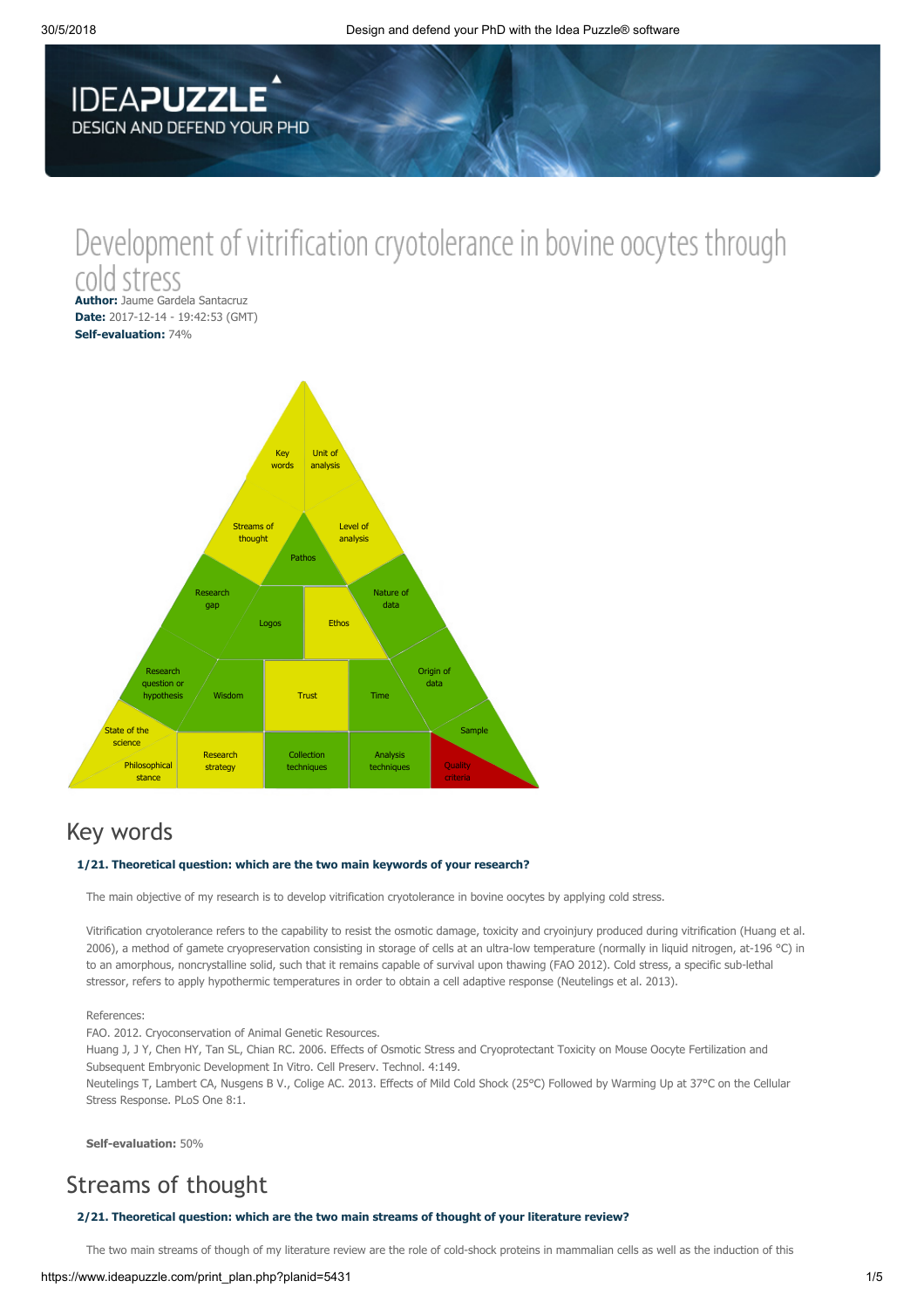# Development of vitrification cryotolerance in bovine oocytes through cold stress

**Author:** Jaume Gardela Santacruz
**Date:** 2017-12-14 - 19:42:53 (GMT)
**Self-evaluation:** 74%

Key words
Unit of analysis
Streams of thought
Level of analysis
Pathos
Research gap
Logos
Ethos
Nature of data
Research question or hypothesis
Wisdom
Trust
Time
Origin of data
State of the science
Philosophical stance
Research strategy
Collection techniques
Analysis techniques
Quality criteria
Sample

## Key words

**1/21. Theoretical question: which are the two main keywords of your research?**

The main objective of my research is to develop vitrification cryotolerance in bovine oocytes by applying cold stress.

Vitrification cryotolerance refers to the capability to resist the osmotic damage, toxicity and cryoinjury produced during vitrification (Huang et al. 2006), a method of gamete cryopreservation consisting in storage of cells at an ultra-low temperature (normally in liquid nitrogen, at-196 °C) in to an amorphous, noncrystalline solid, such that it remains capable of survival upon thawing (FAO 2012). Cold stress, a specific sub-lethal stressor, refers to apply hypothermic temperatures in order to obtain a cell adaptive response (Neutelings et al. 2013).

References:
FAO. 2012. Cryoconservation of Animal Genetic Resources.
Huang J, J Y, Chen HY, Tan SL, Chian RC. 2006. Effects of Osmotic Stress and Cryoprotectant Toxicity on Mouse Oocyte Fertilization and Subsequent Embryonic Development In Vitro. Cell Preserv. Technol. 4:149.
Neutelings T, Lambert CA, Nusgens B V., Colige AC. 2013. Effects of Mild Cold Shock (25°C) Followed by Warming Up at 37°C on the Cellular Stress Response. PLoS One 8:1.

**Self-evaluation:** 50%

## Streams of thought

**2/21. Theoretical question: which are the two main streams of thought of your literature review?**

The two main streams of though of my literature review are the role of cold-shock proteins in mammalian cells as well as the induction of this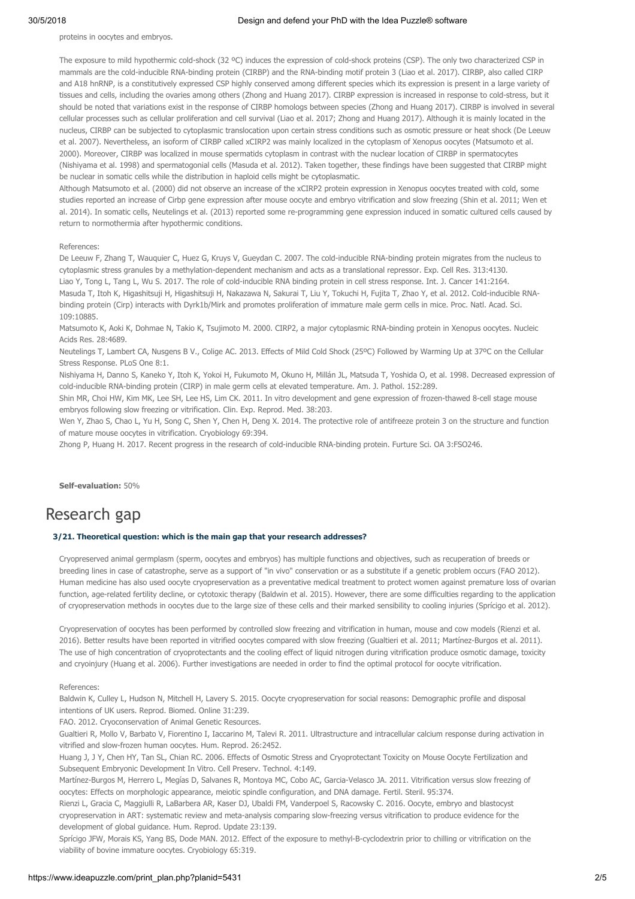proteins in oocytes and embryos.

The exposure to mild hypothermic cold-shock (32 ºC) induces the expression of cold-shock proteins (CSP). The only two characterized CSP in mammals are the cold-inducible RNA-binding protein (CIRBP) and the RNA-binding motif protein 3 (Liao et al. 2017). CIRBP, also called CIRP and A18 hnRNP, is a constitutively expressed CSP highly conserved among different species which its expression is present in a large variety of tissues and cells, including the ovaries among others (Zhong and Huang 2017). CIRBP expression is increased in response to cold-stress, but it should be noted that variations exist in the response of CIRBP homologs between species (Zhong and Huang 2017). CIRBP is involved in several cellular processes such as cellular proliferation and cell survival (Liao et al. 2017; Zhong and Huang 2017). Although it is mainly located in the nucleus, CIRBP can be subjected to cytoplasmic translocation upon certain stress conditions such as osmotic pressure or heat shock (De Leeuw et al. 2007). Nevertheless, an isoform of CIRBP called xCIRP2 was mainly localized in the cytoplasm of Xenopus oocytes (Matsumoto et al. 2000). Moreover, CIRBP was localized in mouse spermatids cytoplasm in contrast with the nuclear location of CIRBP in spermatocytes (Nishiyama et al. 1998) and spermatogonial cells (Masuda et al. 2012). Taken together, these findings have been suggested that CIRBP might be nuclear in somatic cells while the distribution in haploid cells might be cytoplasmatic.

Although Matsumoto et al. (2000) did not observe an increase of the xCIRP2 protein expression in Xenopus oocytes treated with cold, some studies reported an increase of Cirbp gene expression after mouse oocyte and embryo vitrification and slow freezing (Shin et al. 2011; Wen et al. 2014). In somatic cells, Neutelings et al. (2013) reported some re-programming gene expression induced in somatic cultured cells caused by return to normothermia after hypothermic conditions.

References:

De Leeuw F, Zhang T, Wauquier C, Huez G, Kruys V, Gueydan C. 2007. The cold-inducible RNA-binding protein migrates from the nucleus to cytoplasmic stress granules by a methylation-dependent mechanism and acts as a translational repressor. Exp. Cell Res. 313:4130.

Liao Y, Tong L, Tang L, Wu S. 2017. The role of cold-inducible RNA binding protein in cell stress response. Int. J. Cancer 141:2164.

Masuda T, Itoh K, Higashitsuji H, Higashitsuji H, Nakazawa N, Sakurai T, Liu Y, Tokuchi H, Fujita T, Zhao Y, et al. 2012. Cold-inducible RNA-binding protein (Cirp) interacts with Dyrk1b/Mirk and promotes proliferation of immature male germ cells in mice. Proc. Natl. Acad. Sci. 109:10885.

Matsumoto K, Aoki K, Dohmae N, Takio K, Tsujimoto M. 2000. CIRP2, a major cytoplasmic RNA-binding protein in Xenopus oocytes. Nucleic Acids Res. 28:4689.

Neutelings T, Lambert CA, Nusgens B V., Colige AC. 2013. Effects of Mild Cold Shock (25ºC) Followed by Warming Up at 37ºC on the Cellular Stress Response. PLoS One 8:1.

Nishiyama H, Danno S, Kaneko Y, Itoh K, Yokoi H, Fukumoto M, Okuno H, Millán JL, Matsuda T, Yoshida O, et al. 1998. Decreased expression of cold-inducible RNA-binding protein (CIRP) in male germ cells at elevated temperature. Am. J. Pathol. 152:289.

Shin MR, Choi HW, Kim MK, Lee SH, Lee HS, Lim CK. 2011. In vitro development and gene expression of frozen-thawed 8-cell stage mouse embryos following slow freezing or vitrification. Clin. Exp. Reprod. Med. 38:203.

Wen Y, Zhao S, Chao L, Yu H, Song C, Shen Y, Chen H, Deng X. 2014. The protective role of antifreeze protein 3 on the structure and function of mature mouse oocytes in vitrification. Cryobiology 69:394.

Zhong P, Huang H. 2017. Recent progress in the research of cold-inducible RNA-binding protein. Furture Sci. OA 3:FSO246.

**Self-evaluation:** 50%

# Research gap

### 3/21. Theoretical question: which is the main gap that your research addresses?

Cryopreserved animal germplasm (sperm, oocytes and embryos) has multiple functions and objectives, such as recuperation of breeds or breeding lines in case of catastrophe, serve as a support of "in vivo" conservation or as a substitute if a genetic problem occurs (FAO 2012). Human medicine has also used oocyte cryopreservation as a preventative medical treatment to protect women against premature loss of ovarian function, age-related fertility decline, or cytotoxic therapy (Baldwin et al. 2015). However, there are some difficulties regarding to the application of cryopreservation methods in oocytes due to the large size of these cells and their marked sensibility to cooling injuries (Sprícigo et al. 2012).

Cryopreservation of oocytes has been performed by controlled slow freezing and vitrification in human, mouse and cow models (Rienzi et al. 2016). Better results have been reported in vitrified oocytes compared with slow freezing (Gualtieri et al. 2011; Martínez-Burgos et al. 2011). The use of high concentration of cryoprotectants and the cooling effect of liquid nitrogen during vitrification produce osmotic damage, toxicity and cryoinjury (Huang et al. 2006). Further investigations are needed in order to find the optimal protocol for oocyte vitrification.

References:

Baldwin K, Culley L, Hudson N, Mitchell H, Lavery S. 2015. Oocyte cryopreservation for social reasons: Demographic profile and disposal intentions of UK users. Reprod. Biomed. Online 31:239.

FAO. 2012. Cryoconservation of Animal Genetic Resources.

Gualtieri R, Mollo V, Barbato V, Fiorentino I, Iaccarino M, Talevi R. 2011. Ultrastructure and intracellular calcium response during activation in vitrified and slow-frozen human oocytes. Hum. Reprod. 26:2452.

Huang J, J Y, Chen HY, Tan SL, Chian RC. 2006. Effects of Osmotic Stress and Cryoprotectant Toxicity on Mouse Oocyte Fertilization and Subsequent Embryonic Development In Vitro. Cell Preserv. Technol. 4:149.

Martínez-Burgos M, Herrero L, Megías D, Salvanes R, Montoya MC, Cobo AC, Garcia-Velasco JA. 2011. Vitrification versus slow freezing of oocytes: Effects on morphologic appearance, meiotic spindle configuration, and DNA damage. Fertil. Steril. 95:374.

Rienzi L, Gracia C, Maggiulli R, LaBarbera AR, Kaser DJ, Ubaldi FM, Vanderpoel S, Racowsky C. 2016. Oocyte, embryo and blastocyst cryopreservation in ART: systematic review and meta-analysis comparing slow-freezing versus vitrification to produce evidence for the development of global guidance. Hum. Reprod. Update 23:139.

Sprícigo JFW, Morais KS, Yang BS, Dode MAN. 2012. Effect of the exposure to methyl-B-cyclodextrin prior to chilling or vitrification on the viability of bovine immature oocytes. Cryobiology 65:319.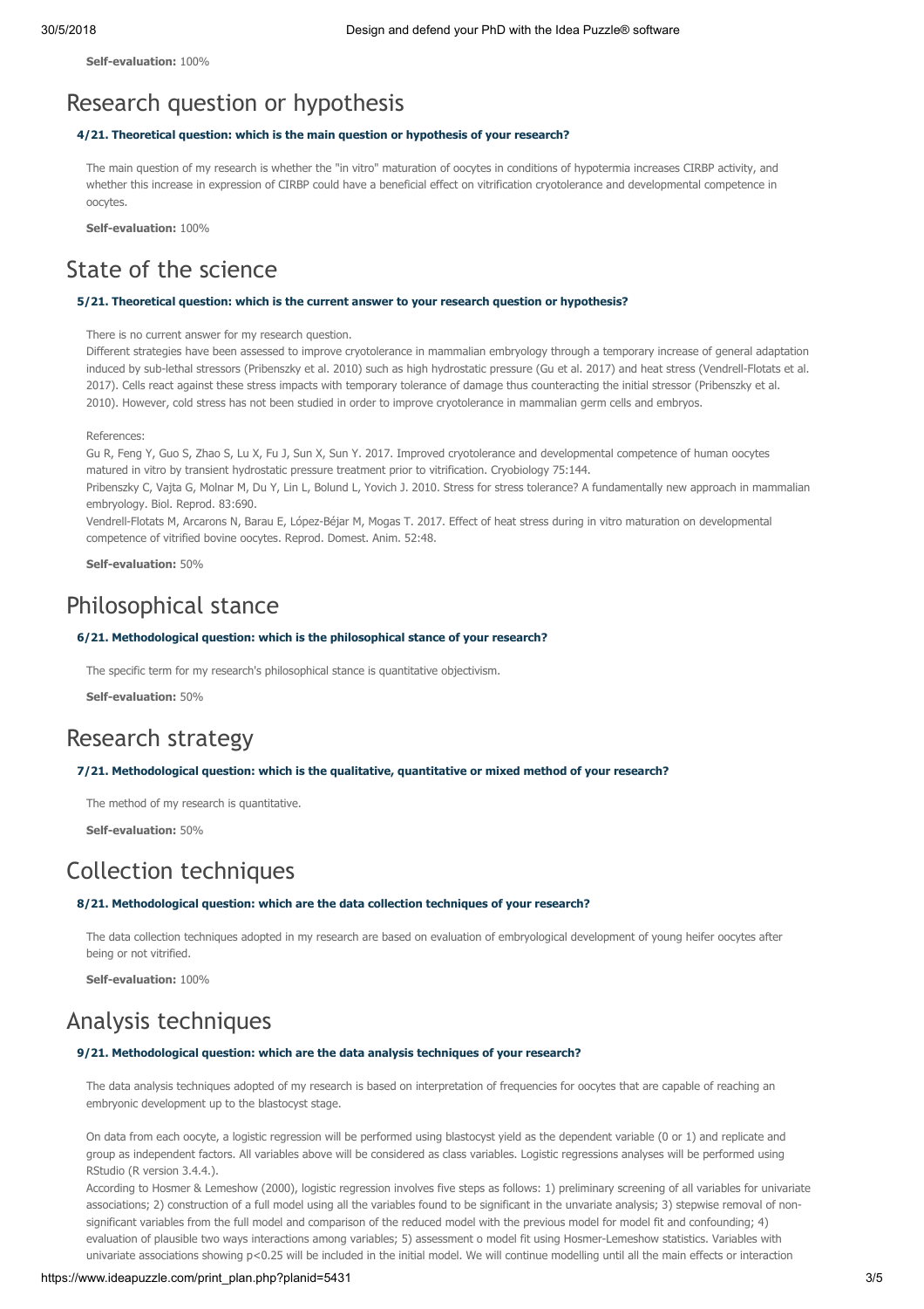**Self-evaluation:** 100%

# Research question or hypothesis

#### 4/21. Theoretical question: which is the main question or hypothesis of your research?

The main question of my research is whether the "in vitro" maturation of oocytes in conditions of hypotermia increases CIRBP activity, and whether this increase in expression of CIRBP could have a beneficial effect on vitrification cryotolerance and developmental competence in oocytes.

**Self-evaluation:** 100%

# State of the science

#### 5/21. Theoretical question: which is the current answer to your research question or hypothesis?

There is no current answer for my research question.

Different strategies have been assessed to improve cryotolerance in mammalian embryology through a temporary increase of general adaptation induced by sub-lethal stressors (Pribenszky et al. 2010) such as high hydrostatic pressure (Gu et al. 2017) and heat stress (Vendrell-Flotats et al. 2017). Cells react against these stress impacts with temporary tolerance of damage thus counteracting the initial stressor (Pribenszky et al. 2010). However, cold stress has not been studied in order to improve cryotolerance in mammalian germ cells and embryos.

References:

Gu R, Feng Y, Guo S, Zhao S, Lu X, Fu J, Sun X, Sun Y. 2017. Improved cryotolerance and developmental competence of human oocytes matured in vitro by transient hydrostatic pressure treatment prior to vitrification. Cryobiology 75:144.

Pribenszky C, Vajta G, Molnar M, Du Y, Lin L, Bolund L, Yovich J. 2010. Stress for stress tolerance? A fundamentally new approach in mammalian embryology. Biol. Reprod. 83:690.

Vendrell-Flotats M, Arcarons N, Barau E, López-Béjar M, Mogas T. 2017. Effect of heat stress during in vitro maturation on developmental competence of vitrified bovine oocytes. Reprod. Domest. Anim. 52:48.

**Self-evaluation:** 50%

# Philosophical stance

#### 6/21. Methodological question: which is the philosophical stance of your research?

The specific term for my research's philosophical stance is quantitative objectivism.

**Self-evaluation:** 50%

# Research strategy

#### 7/21. Methodological question: which is the qualitative, quantitative or mixed method of your research?

The method of my research is quantitative.

**Self-evaluation:** 50%

# Collection techniques

#### 8/21. Methodological question: which are the data collection techniques of your research?

The data collection techniques adopted in my research are based on evaluation of embryological development of young heifer oocytes after being or not vitrified.

**Self-evaluation:** 100%

# Analysis techniques

#### 9/21. Methodological question: which are the data analysis techniques of your research?

The data analysis techniques adopted of my research is based on interpretation of frequencies for oocytes that are capable of reaching an embryonic development up to the blastocyst stage.

On data from each oocyte, a logistic regression will be performed using blastocyst yield as the dependent variable (0 or 1) and replicate and group as independent factors. All variables above will be considered as class variables. Logistic regressions analyses will be performed using RStudio (R version 3.4.4.).

According to Hosmer & Lemeshow (2000), logistic regression involves five steps as follows: 1) preliminary screening of all variables for univariate associations; 2) construction of a full model using all the variables found to be significant in the unvariate analysis; 3) stepwise removal of non-significant variables from the full model and comparison of the reduced model with the previous model for model fit and confounding; 4) evaluation of plausible two ways interactions among variables; 5) assessment o model fit using Hosmer-Lemeshow statistics. Variables with univariate associations showing $p<0.25$ will be included in the initial model. We will continue modelling until all the main effects or interaction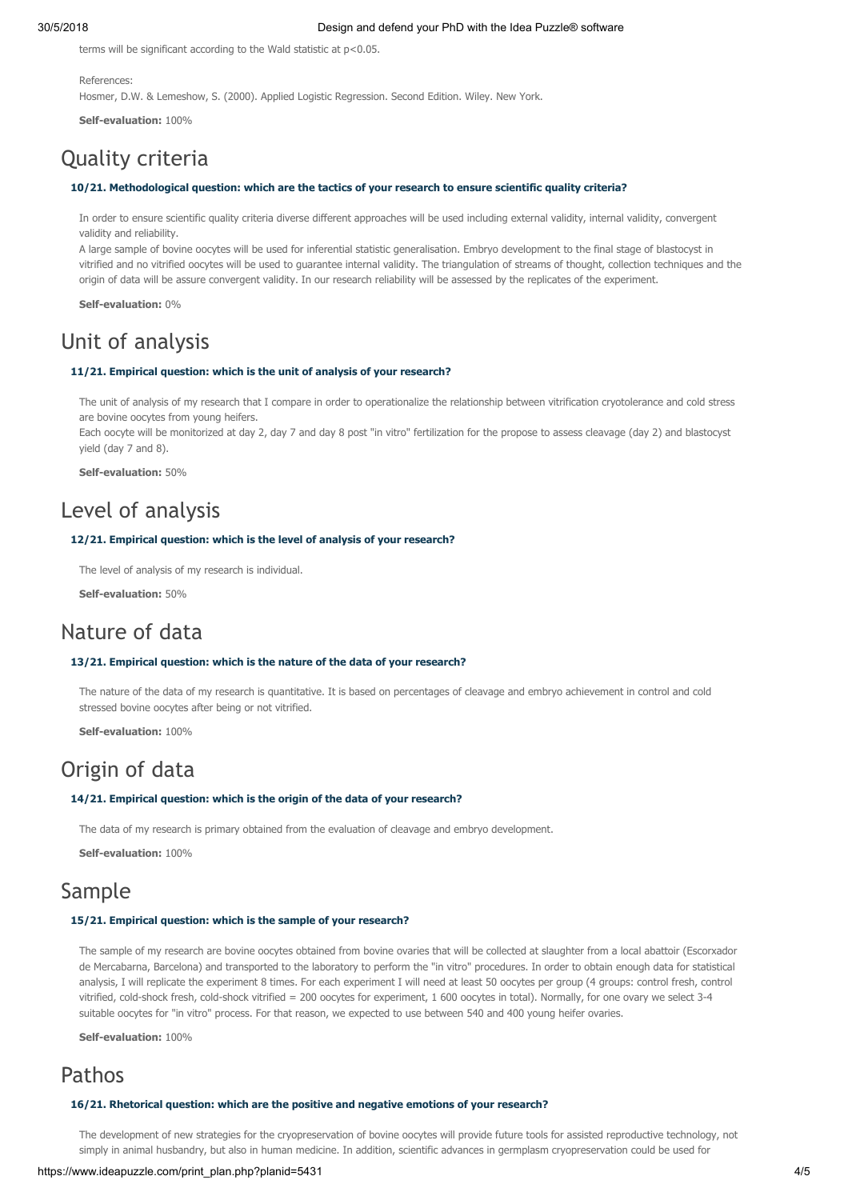terms will be significant according to the Wald statistic at $p<0.05$.

References:
Hosmer, D.W. & Lemeshow, S. (2000). Applied Logistic Regression. Second Edition. Wiley. New York.

**Self-evaluation:** 100%

## Quality criteria

#### 10/21. Methodological question: which are the tactics of your research to ensure scientific quality criteria?

In order to ensure scientific quality criteria diverse different approaches will be used including external validity, internal validity, convergent validity and reliability.
A large sample of bovine oocytes will be used for inferential statistic generalisation. Embryo development to the final stage of blastocyst in vitrified and no vitrified oocytes will be used to guarantee internal validity. The triangulation of streams of thought, collection techniques and the origin of data will be assure convergent validity. In our research reliability will be assessed by the replicates of the experiment.

**Self-evaluation:** 0%

## Unit of analysis

#### 11/21. Empirical question: which is the unit of analysis of your research?

The unit of analysis of my research that I compare in order to operationalize the relationship between vitrification cryotolerance and cold stress are bovine oocytes from young heifers.
Each oocyte will be monitorized at day 2, day 7 and day 8 post "in vitro" fertilization for the propose to assess cleavage (day 2) and blastocyst yield (day 7 and 8).

**Self-evaluation:** 50%

## Level of analysis

#### 12/21. Empirical question: which is the level of analysis of your research?

The level of analysis of my research is individual.

**Self-evaluation:** 50%

## Nature of data

#### 13/21. Empirical question: which is the nature of the data of your research?

The nature of the data of my research is quantitative. It is based on percentages of cleavage and embryo achievement in control and cold stressed bovine oocytes after being or not vitrified.

**Self-evaluation:** 100%

## Origin of data

#### 14/21. Empirical question: which is the origin of the data of your research?

The data of my research is primary obtained from the evaluation of cleavage and embryo development.

**Self-evaluation:** 100%

## Sample

#### 15/21. Empirical question: which is the sample of your research?

The sample of my research are bovine oocytes obtained from bovine ovaries that will be collected at slaughter from a local abattoir (Escorxador de Mercabarna, Barcelona) and transported to the laboratory to perform the "in vitro" procedures. In order to obtain enough data for statistical analysis, I will replicate the experiment 8 times. For each experiment I will need at least 50 oocytes per group (4 groups: control fresh, control vitrified, cold-shock fresh, cold-shock vitrified = 200 oocytes for experiment, 1 600 oocytes in total). Normally, for one ovary we select 3-4 suitable oocytes for "in vitro" process. For that reason, we expected to use between 540 and 400 young heifer ovaries.

**Self-evaluation:** 100%

## Pathos

#### 16/21. Rhetorical question: which are the positive and negative emotions of your research?

The development of new strategies for the cryopreservation of bovine oocytes will provide future tools for assisted reproductive technology, not simply in animal husbandry, but also in human medicine. In addition, scientific advances in germplasm cryopreservation could be used for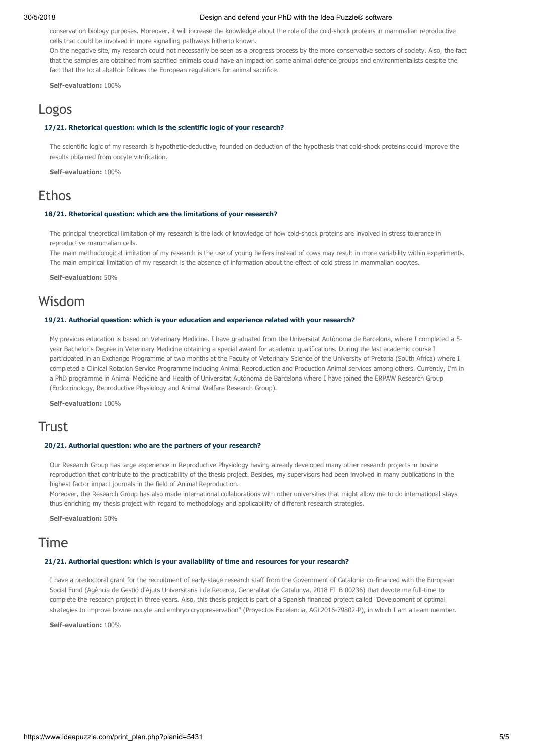conservation biology purposes. Moreover, it will increase the knowledge about the role of the cold-shock proteins in mammalian reproductive cells that could be involved in more signalling pathways hitherto known.

On the negative site, my research could not necessarily be seen as a progress process by the more conservative sectors of society. Also, the fact that the samples are obtained from sacrified animals could have an impact on some animal defence groups and environmentalists despite the fact that the local abattoir follows the European regulations for animal sacrifice.

**Self-evaluation:** 100%

# Logos

### 17/21. Rhetorical question: which is the scientific logic of your research?

The scientific logic of my research is hypothetic-deductive, founded on deduction of the hypothesis that cold-shock proteins could improve the results obtained from oocyte vitrification.

**Self-evaluation:** 100%

# Ethos

### 18/21. Rhetorical question: which are the limitations of your research?

The principal theoretical limitation of my research is the lack of knowledge of how cold-shock proteins are involved in stress tolerance in reproductive mammalian cells.

The main methodological limitation of my research is the use of young heifers instead of cows may result in more variability within experiments.

The main empirical limitation of my research is the absence of information about the effect of cold stress in mammalian oocytes.

**Self-evaluation:** 50%

# Wisdom

### 19/21. Authorial question: which is your education and experience related with your research?

My previous education is based on Veterinary Medicine. I have graduated from the Universitat Autònoma de Barcelona, where I completed a 5-year Bachelor's Degree in Veterinary Medicine obtaining a special award for academic qualifications. During the last academic course I participated in an Exchange Programme of two months at the Faculty of Veterinary Science of the University of Pretoria (South Africa) where I completed a Clinical Rotation Service Programme including Animal Reproduction and Production Animal services among others. Currently, I'm in a PhD programme in Animal Medicine and Health of Universitat Autònoma de Barcelona where I have joined the ERPAW Research Group (Endocrinology, Reproductive Physiology and Animal Welfare Research Group).

**Self-evaluation:** 100%

# Trust

### 20/21. Authorial question: who are the partners of your research?

Our Research Group has large experience in Reproductive Physiology having already developed many other research projects in bovine reproduction that contribute to the practicability of the thesis project. Besides, my supervisors had been involved in many publications in the highest factor impact journals in the field of Animal Reproduction.

Moreover, the Research Group has also made international collaborations with other universities that might allow me to do international stays thus enriching my thesis project with regard to methodology and applicability of different research strategies.

**Self-evaluation:** 50%

# Time

### 21/21. Authorial question: which is your availability of time and resources for your research?

I have a predoctoral grant for the recruitment of early-stage research staff from the Government of Catalonia co-financed with the European Social Fund (Agència de Gestió d'Ajuts Universitaris i de Recerca, Generalitat de Catalunya, 2018 FI_B 00236) that devote me full-time to complete the research project in three years. Also, this thesis project is part of a Spanish financed project called "Development of optimal strategies to improve bovine oocyte and embryo cryopreservation" (Proyectos Excelencia, AGL2016-79802-P), in which I am a team member.

**Self-evaluation:** 100%